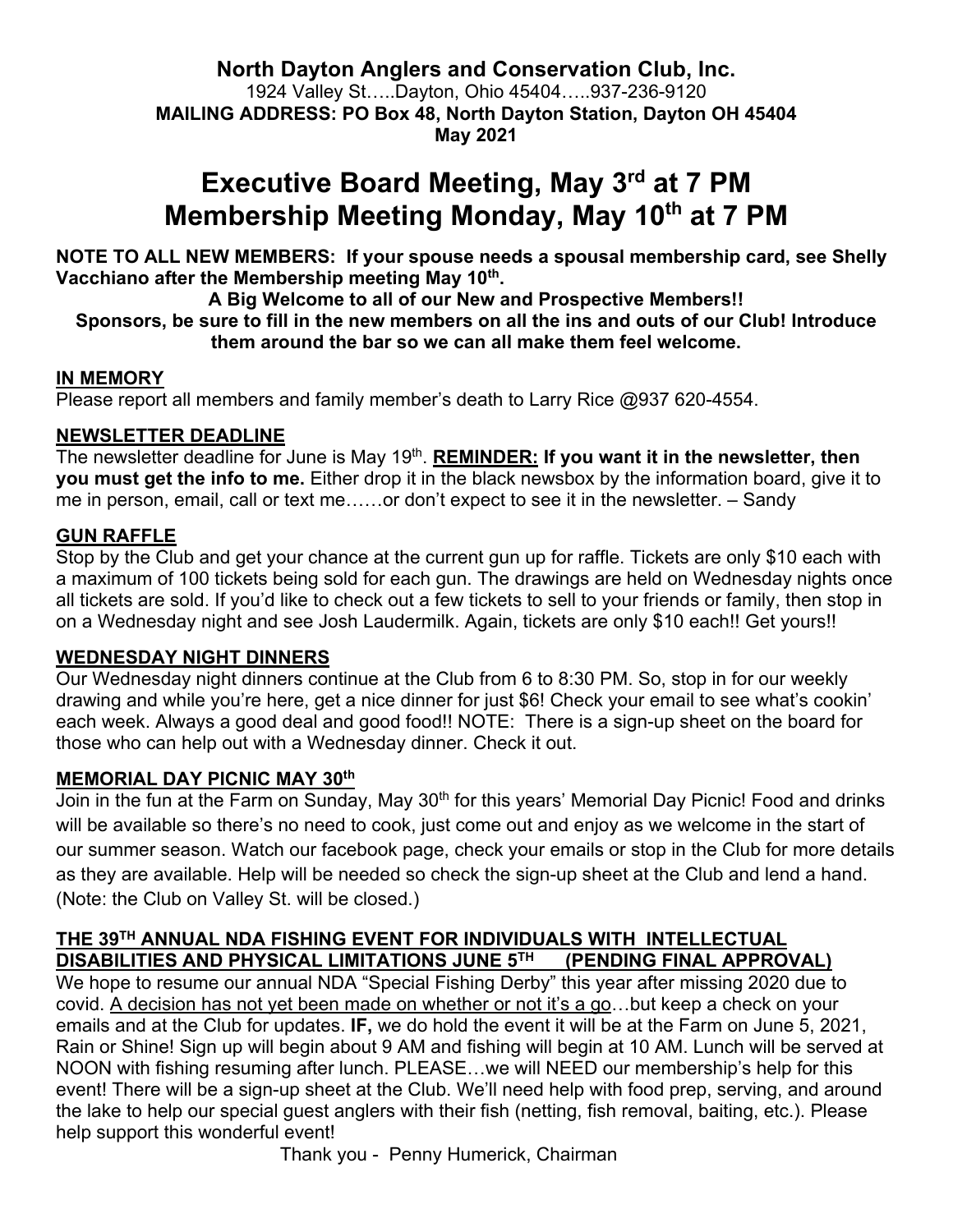**North Dayton Anglers and Conservation Club, Inc.**
1924 Valley St…..Dayton, Ohio 45404…..937-236-9120
**MAILING ADDRESS: PO Box 48, North Dayton Station, Dayton OH 45404**
**May 2021**

# Executive Board Meeting, May 3rd at 7 PM
# Membership Meeting Monday, May 10th at 7 PM

**NOTE TO ALL NEW MEMBERS: If your spouse needs a spousal membership card, see Shelly Vacchiano after the Membership meeting May 10th.**

**A Big Welcome to all of our New and Prospective Members!!**
**Sponsors, be sure to fill in the new members on all the ins and outs of our Club! Introduce them around the bar so we can all make them feel welcome.**

## IN MEMORY

Please report all members and family member's death to Larry Rice @937 620-4554.

## NEWSLETTER DEADLINE

The newsletter deadline for June is May 19th. **REMINDER: If you want it in the newsletter, then you must get the info to me.** Either drop it in the black newsbox by the information board, give it to me in person, email, call or text me……or don't expect to see it in the newsletter. – Sandy

## GUN RAFFLE

Stop by the Club and get your chance at the current gun up for raffle. Tickets are only $10 each with a maximum of 100 tickets being sold for each gun. The drawings are held on Wednesday nights once all tickets are sold. If you'd like to check out a few tickets to sell to your friends or family, then stop in on a Wednesday night and see Josh Laudermilk. Again, tickets are only $10 each!! Get yours!!

## WEDNESDAY NIGHT DINNERS

Our Wednesday night dinners continue at the Club from 6 to 8:30 PM. So, stop in for our weekly drawing and while you're here, get a nice dinner for just $6! Check your email to see what's cookin' each week. Always a good deal and good food!! NOTE: There is a sign-up sheet on the board for those who can help out with a Wednesday dinner. Check it out.

## MEMORIAL DAY PICNIC MAY 30th

Join in the fun at the Farm on Sunday, May 30th for this years' Memorial Day Picnic! Food and drinks will be available so there's no need to cook, just come out and enjoy as we welcome in the start of our summer season. Watch our facebook page, check your emails or stop in the Club for more details as they are available. Help will be needed so check the sign-up sheet at the Club and lend a hand. (Note: the Club on Valley St. will be closed.)

## THE 39TH ANNUAL NDA FISHING EVENT FOR INDIVIDUALS WITH INTELLECTUAL DISABILITIES AND PHYSICAL LIMITATIONS JUNE 5TH (PENDING FINAL APPROVAL)

We hope to resume our annual NDA "Special Fishing Derby" this year after missing 2020 due to covid. A decision has not yet been made on whether or not it's a go…but keep a check on your emails and at the Club for updates. **IF,** we do hold the event it will be at the Farm on June 5, 2021, Rain or Shine! Sign up will begin about 9 AM and fishing will begin at 10 AM. Lunch will be served at NOON with fishing resuming after lunch. PLEASE…we will NEED our membership's help for this event! There will be a sign-up sheet at the Club. We'll need help with food prep, serving, and around the lake to help our special guest anglers with their fish (netting, fish removal, baiting, etc.). Please help support this wonderful event!

Thank you - Penny Humerick, Chairman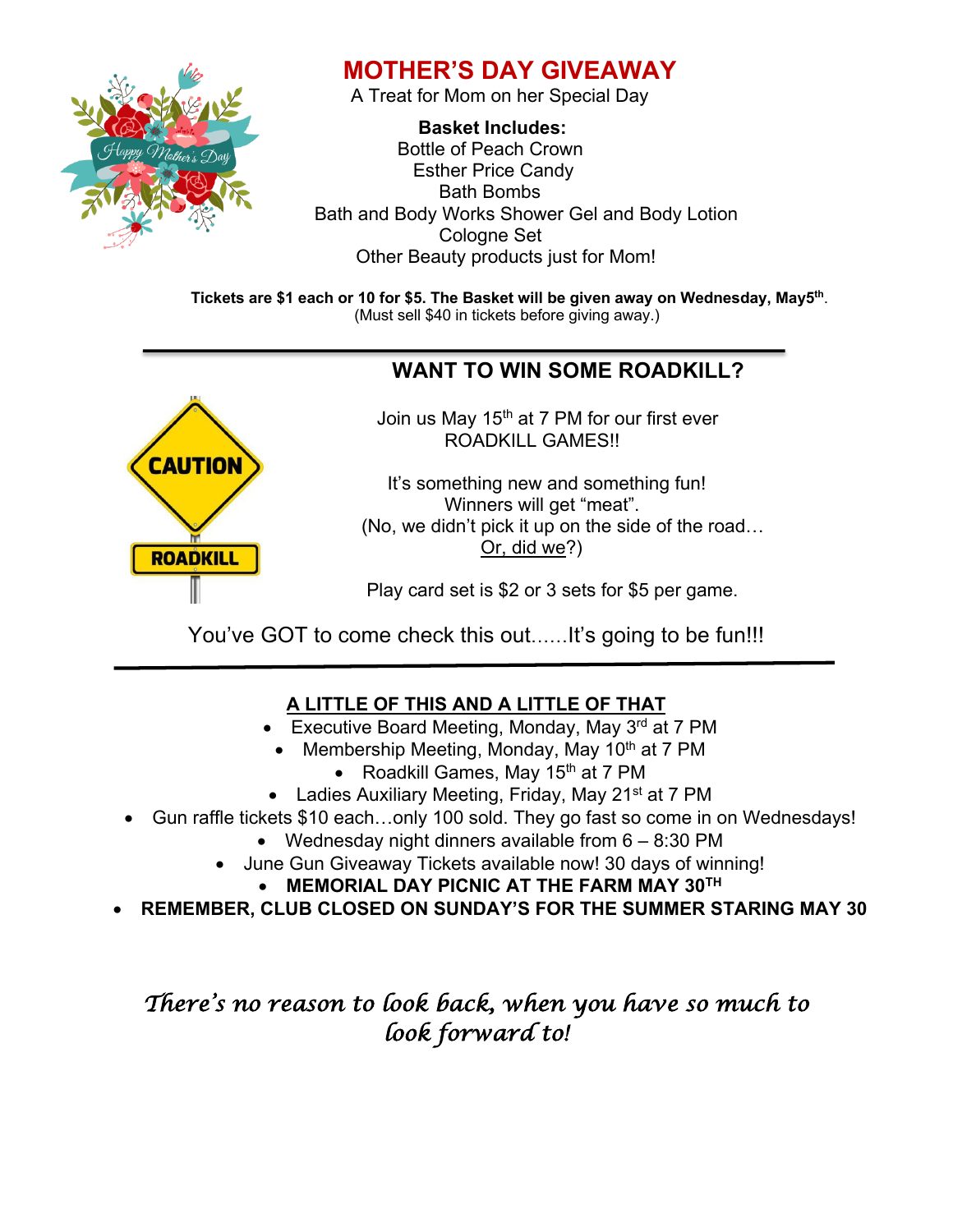# MOTHER'S DAY GIVEAWAY

A Treat for Mom on her Special Day

**Basket Includes:**

Bottle of Peach Crown
Esther Price Candy
Bath Bombs
Bath and Body Works Shower Gel and Body Lotion
Cologne Set
Other Beauty products just for Mom!

**Tickets are $1 each or 10 for $5. The Basket will be given away on Wednesday, May5th**.
(Must sell $40 in tickets before giving away.)

---

## WANT TO WIN SOME ROADKILL?

Join us May 15th at 7 PM for our first ever ROADKILL GAMES!!

It's something new and something fun!
Winners will get "meat".
(No, we didn't pick it up on the side of the road… Or, did we?)

Play card set is $2 or 3 sets for $5 per game.

You've GOT to come check this out......It's going to be fun!!!

---

## A LITTLE OF THIS AND A LITTLE OF THAT

- Executive Board Meeting, Monday, May 3rd at 7 PM
- Membership Meeting, Monday, May 10th at 7 PM
- Roadkill Games, May 15th at 7 PM
- Ladies Auxiliary Meeting, Friday, May 21st at 7 PM
- Gun raffle tickets $10 each…only 100 sold. They go fast so come in on Wednesdays!
- Wednesday night dinners available from 6 – 8:30 PM
- June Gun Giveaway Tickets available now! 30 days of winning!
- **MEMORIAL DAY PICNIC AT THE FARM MAY 30TH**
- **REMEMBER, CLUB CLOSED ON SUNDAY'S FOR THE SUMMER STARING MAY 30**

*There's no reason to look back, when you have so much to look forward to!*